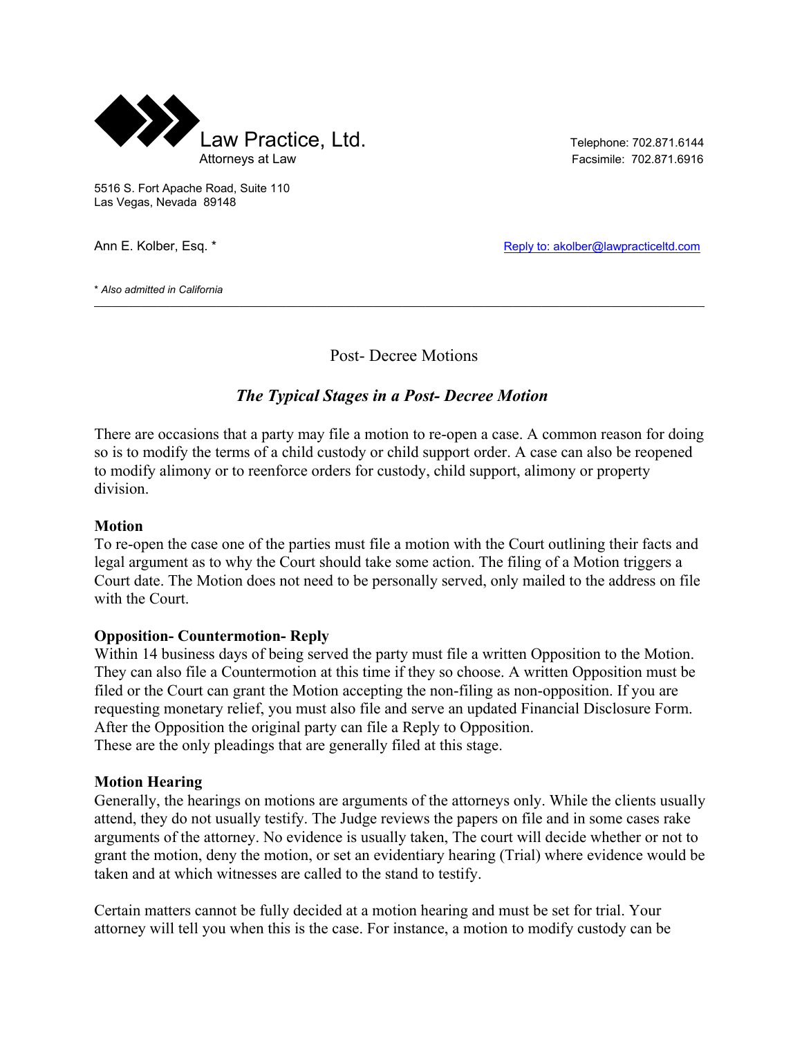Law Practice, Ltd.
Attorneys at Law

Telephone: 702.871.6144
Facsimile: 702.871.6916

5516 S. Fort Apache Road, Suite 110
Las Vegas, Nevada 89148

Ann E. Kolber, Esq. *

Reply to: akolber@lawpracticeltd.com

*\* Also admitted in California*

---

# Post- Decree Motions

## *The Typical Stages in a Post- Decree Motion*

There are occasions that a party may file a motion to re-open a case. A common reason for doing so is to modify the terms of a child custody or child support order. A case can also be reopened to modify alimony or to reenforce orders for custody, child support, alimony or property division.

**Motion**
To re-open the case one of the parties must file a motion with the Court outlining their facts and legal argument as to why the Court should take some action. The filing of a Motion triggers a Court date. The Motion does not need to be personally served, only mailed to the address on file with the Court.

**Opposition- Countermotion- Reply**
Within 14 business days of being served the party must file a written Opposition to the Motion. They can also file a Countermotion at this time if they so choose. A written Opposition must be filed or the Court can grant the Motion accepting the non-filing as non-opposition. If you are requesting monetary relief, you must also file and serve an updated Financial Disclosure Form. After the Opposition the original party can file a Reply to Opposition.
These are the only pleadings that are generally filed at this stage.

**Motion Hearing**
Generally, the hearings on motions are arguments of the attorneys only. While the clients usually attend, they do not usually testify. The Judge reviews the papers on file and in some cases rake arguments of the attorney. No evidence is usually taken, The court will decide whether or not to grant the motion, deny the motion, or set an evidentiary hearing (Trial) where evidence would be taken and at which witnesses are called to the stand to testify.

Certain matters cannot be fully decided at a motion hearing and must be set for trial. Your attorney will tell you when this is the case. For instance, a motion to modify custody can be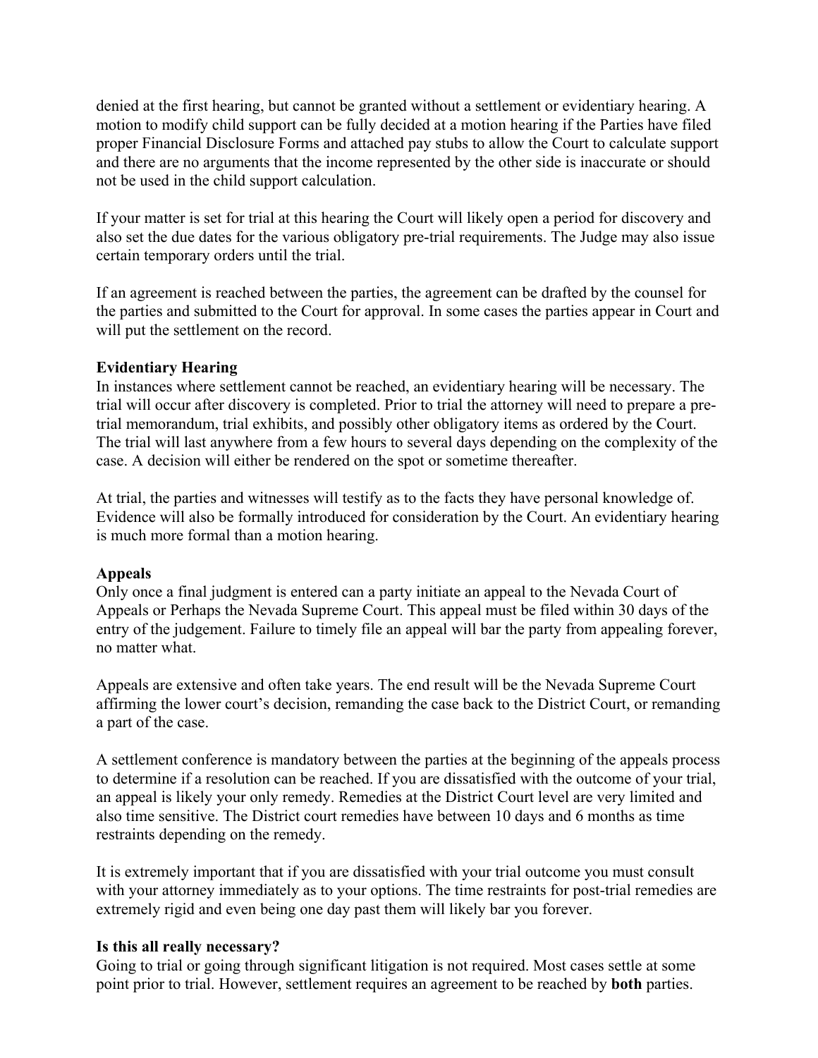denied at the first hearing, but cannot be granted without a settlement or evidentiary hearing. A motion to modify child support can be fully decided at a motion hearing if the Parties have filed proper Financial Disclosure Forms and attached pay stubs to allow the Court to calculate support and there are no arguments that the income represented by the other side is inaccurate or should not be used in the child support calculation.

If your matter is set for trial at this hearing the Court will likely open a period for discovery and also set the due dates for the various obligatory pre-trial requirements. The Judge may also issue certain temporary orders until the trial.

If an agreement is reached between the parties, the agreement can be drafted by the counsel for the parties and submitted to the Court for approval. In some cases the parties appear in Court and will put the settlement on the record.

**Evidentiary Hearing**

In instances where settlement cannot be reached, an evidentiary hearing will be necessary. The trial will occur after discovery is completed. Prior to trial the attorney will need to prepare a pre-trial memorandum, trial exhibits, and possibly other obligatory items as ordered by the Court. The trial will last anywhere from a few hours to several days depending on the complexity of the case. A decision will either be rendered on the spot or sometime thereafter.

At trial, the parties and witnesses will testify as to the facts they have personal knowledge of. Evidence will also be formally introduced for consideration by the Court. An evidentiary hearing is much more formal than a motion hearing.

**Appeals**

Only once a final judgment is entered can a party initiate an appeal to the Nevada Court of Appeals or Perhaps the Nevada Supreme Court. This appeal must be filed within 30 days of the entry of the judgement. Failure to timely file an appeal will bar the party from appealing forever, no matter what.

Appeals are extensive and often take years. The end result will be the Nevada Supreme Court affirming the lower court's decision, remanding the case back to the District Court, or remanding a part of the case.

A settlement conference is mandatory between the parties at the beginning of the appeals process to determine if a resolution can be reached. If you are dissatisfied with the outcome of your trial, an appeal is likely your only remedy. Remedies at the District Court level are very limited and also time sensitive. The District court remedies have between 10 days and 6 months as time restraints depending on the remedy.

It is extremely important that if you are dissatisfied with your trial outcome you must consult with your attorney immediately as to your options. The time restraints for post-trial remedies are extremely rigid and even being one day past them will likely bar you forever.

**Is this all really necessary?**

Going to trial or going through significant litigation is not required. Most cases settle at some point prior to trial. However, settlement requires an agreement to be reached by **both** parties.